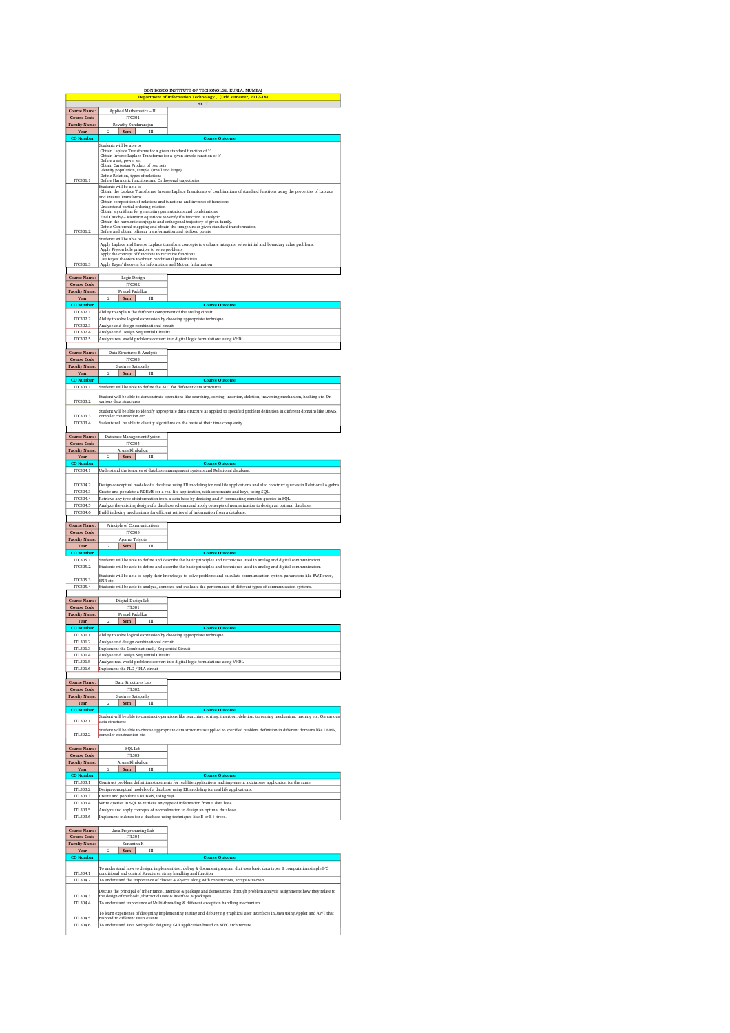# DON BOSCO INSTITUTE OF TECHONOLGY, KURLA, MUMBAI

## Department of Information Technology , (Odd semester, 2017-18)

### SE IT

| Course Name: | Applied Mathematics – III | |
|---|---|---|
| Course Code | ITC301 | |
| Faculty Name: | Revathy Sundararajan | |
| Year | 2 | Sem III |

| CO Number | Course Outcome |
|---|---|
| ITC301.1 | Students will be able to<br>Obtain Laplace Transforms for a given standard function of 't'<br>Obtain Inverse Laplace Transforms for a given simple function of 's'<br>Define a set, power set<br>Obtain Cartesian Product of two sets<br>Identify population, sample (small and large)<br>Define Relation, types of relations<br>Define Harmonic functions and Orthogonal trajectories |
| ITC301.2 | Students will be able to<br>Obtain the Laplace Transforms, Inverse Laplace Transforms of combinations of standard functions using the properties of Laplace and Inverse Transforms.<br>Obtain composition of relations and functions and inverses of functions<br>Understand partial ordering relation<br>Obtain algorithms for generating permutations and combinations<br>Find Cauchy – Riemann equations to verify if a function is analytic<br>Obtain the harmonic conjugate and orthogonal trajectory of given family.<br>Define Conformal mapping and obtain the image under given standard transformation<br>Define and obtain bilinear transformation and its fixed points. |
| ITC301.3 | Students will be able to<br>Apply Laplace and Inverse Laplace transform concepts to evaluate integrals, solve initial and boundary value problems.<br>Apply Pigeon hole principle to solve problems<br>Apply the concept of functions to recursive functions<br>Use Bayes' theorem to obtain conditional probabilities<br>Apply Bayes' theorem for Information and Mutual Information |

| Course Name: | Logic Design | |
|---|---|---|
| Course Code | ITC302 | |
| Faculty Name: | Prasad Padalkar | |
| Year | 2 | Sem III |

| CO Number | Course Outcome |
|---|---|
| ITC302.1 | Ability to explain the different component of the analog circuit |
| ITC302.2 | Ability to solve logical expression by choosing appropriate technique |
| ITC302.3 | Analyse and design combinational circuit |
| ITC302.4 | Analyse and Design Sequential Circuits |
| ITC302.5 | Analyze real world problems convert into digital logic formulations using VHDL |

| Course Name: | Data Structures & Analysis | |
|---|---|---|
| Course Code | ITC303 | |
| Faculty Name: | Sushree Satapathy | |
| Year | 2 | Sem III |

| CO Number | Course Outcome |
|---|---|
| ITC303.1 | Students will be able to define the ADT for different data structures |
| ITC303.2 | Student will be able to demonstrate operations like searching, sorting, insertion, deletion, traversing mechanism, hashing etc. On various data structures |
| ITC303.3 | Student will be able to identify appropriate data structure as applied to specified problem definition in different domains like DBMS, compiler construction etc. |
| ITC303.4 | Students will be able to classify algorithms on the basis of their time complexity |

| Course Name: | Database Management System | |
|---|---|---|
| Course Code | ITC304 | |
| Faculty Name: | Aruna Khubalkar | |
| Year | 2 | Sem III |

| CO Number | Course Outcome |
|---|---|
| ITC304.1 | Understand the features of database management systems and Relational database. |
| ITC304.2 | Design conceptual models of a database using ER modeling for real life applications and also construct queries in Relational Algebra |
| ITC304.3 | Create and populate a RDBMS for a real life application, with constraints and keys, using SQL. |
| ITC304.4 | Retrieve any type of information from a data base by deciding and # formulating complex queries in SQL. |
| ITC304.5 | Analyze the existing design of a database schema and apply concepts of normalization to design an optimal database. |
| ITC304.6 | Build indexing mechanisms for efficient retrieval of information from a database. |

| Course Name: | Principle of Communications | |
|---|---|---|
| Course Code | ITC305 | |
| Faculty Name: | Aparna Telgote | |
| Year | 2 | Sem III |

| CO Number | Course Outcome |
|---|---|
| ITC305.1 | Students will be able to define and describe the basic principles and techniques used in analog and digital communication. |
| ITC305.2 | Students will be able to define and describe the basic principles and techniques used in analog and digital communication. |
| ITC305.3 | Students will be able to apply their knowledge to solve problems and calculate communication system parameters like BW,Power, SNR etc |
| ITC305.4 | Students will be able to analyze, compare and evaluate the performance of different types of communication systems. |

| Course Name: | Digital Design Lab | |
|---|---|---|
| Course Code | ITL301 | |
| Faculty Name: | Prasad Padalkar | |
| Year | 2 | Sem III |

| CO Number | Course Outcome |
|---|---|
| ITL301.1 | Ability to solve logical expression by choosing appropriate technique |
| ITL301.2 | Analyse and design combinational circuit |
| ITL301.3 | Implement the Combinational / Sequential Circuit |
| ITL301.4 | Analyse and Design Sequential Circuits |
| ITL301.5 | Analyze real world problems convert into digital logic formulations using VHDL |
| ITL301.6 | Implement the PLD / PLA circuit |

| Course Name: | Data Structures Lab | |
|---|---|---|
| Course Code | ITL302 | |
| Faculty Name: | Sushree Satapathy | |
| Year | 2 | Sem III |

| CO Number | Course Outcome |
|---|---|
| ITL302.1 | Student will be able to construct operations like searching, sorting, insertion, deletion, traversing mechanism, hashing etc. On various data structures |
| ITL302.2 | Student will be able to choose appropriate data structure as applied to specified problem definition in different domains like DBMS, compiler construction etc. |

| Course Name: | SQL Lab | |
|---|---|---|
| Course Code | ITL303 | |
| Faculty Name: | Aruna Khubalkar | |
| Year | 2 | Sem III |

| CO Number | Course Outcome |
|---|---|
| ITL303.1 | Construct problem definition statements for real life applications and implement a database application for the same. |
| ITL303.2 | Design conceptual models of a database using ER modeling for real life applications. |
| ITL303.3 | Create and populate a RDBMS, using SQL. |
| ITL303.4 | Write queries in SQL to retrieve any type of information from a data base. |
| ITL303.5 | Analyze and apply concepts of normalization to design an optimal database. |
| ITL303.6 | Implement indexes for a database using techniques like B or B+ trees. |

| Course Name: | Java Programming Lab | |
|---|---|---|
| Course Code | ITL304 | |
| Faculty Name: | Sunantha K | |
| Year | 2 | Sem III |

| CO Number | Course Outcome |
|---|---|
| ITL304.1 | To understand how to design, implement,test, debug & document program that uses basic data types & computation simple I/O conditional and control Structures string handling and function |
| ITL304.2 | To understand the importance of classes & objects along with constructors, arrays & vectors |
| ITL304.3 | Discuss the principal of inheritance ,interface & package and demonstrate through problem analysis assignments how they relate to the design of methods ,abstract classes & interface & packages |
| ITL304.4 | To understand importance of Multi-threading & different exception handling mechanism |
| ITL304.5 | To learn experience of designing implementing testing and debugging graphical user interfaces in Java using Applet and AWT that respond to different users events. |
| ITL304.6 | To understand Java Swings for deigning GUI application based on MVC architecture. |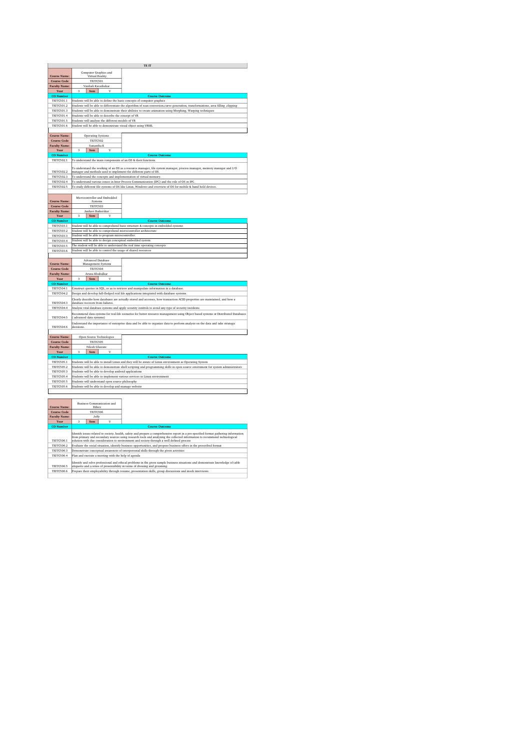# TE IT

| Course Name: | Computer Graphics and Virtual Reality |
|---|---|
| Course Code | TEITC501 |
| Faculty Name: | Vaishali Kavathekar |
| Year | 3 Sem V |

| CO Number | Course Outcome |
|---|---|
| TEITC501.1 | Students will be able to define the basic concepts of computer graphics |
| TEITC501.2 | Students will be able to differentiate the algorithm of scan conversion,curve generation, transformations, area filling ,clipping |
| TEITC501.3 | Students will be able to demonstrate their abilities to create animation using Morphing, Warping techniques |
| TEITC501.4 | Students will be able to describe the concept of VR |
| TEITC501.5 | Students will analyze the different models of VR |
| TEITC501.6 | Student will be able to demonstrate visual object using VRML |

| Course Name: | Operating Systems |
|---|---|
| Course Code | TEITC502 |
| Faculty Name: | Sunantha K |
| Year | 3 Sem V |

| CO Number | Course Outcome |
|---|---|
| TEITC502.1 | To understand the main components of an OS & their functions. |
| TEITC502.2 | To understand the working of an OS as a resource manager, file system manager, process manager, memory manager and I/O manager and methods used to implement the different parts of OS. |
| TEITC502.3 | To understand the concepts and implementation of virtual memory. |
| TEITC502.4 | To understand various issues in Inter Process Communication (IPC) and the role of OS in IPC. |
| TEITC502.5 | To study different file systems of OS like Linux, Windows and overview of OS for mobile & hand held devices. |

| Course Name: | Microcontroller and Embedded Systems |
|---|---|
| Course Code | TEITC503 |
| Faculty Name: | Janhavi Baikerikar |
| Year | 3 Sem V |

| CO Number | Course Outcome |
|---|---|
| TEITC503.1 | Student will be able to comprehend basic structure & concepts in embedded systems |
| TEITC503.2 | Student will be able to comprehend microcontroller architecture |
| TEITC503.3 | Student will be able to program microcontroller. |
| TEITC503.4 | Student will be able to design conceptual embedded system |
| TEITC503.5 | The student will be able to understand the real time operating concepts |
| TEITC503.6 | Student will be able to control the usage of shared resources |

| Course Name: | Advanced Database Management Systems |
|---|---|
| Course Code | TEITC504 |
| Faculty Name: | Aruna Khubalkar |
| Year | 3 Sem V |

| CO Number | Course Outcome |
|---|---|
| TEITC504.1 | Construct queries in SQL, so as to retrieve and manipulate information in a database. |
| TEITC504.2 | Design and develop full-fledged real life applications integrated with database systems. |
| TEITC504.3 | Clearly describe how databases are actually stored and accesses, how transaction ACID properties are maintained, and how a database recovers from failures. |
| TEITC504.4 | Analyze vital database systems and apply security controls to avoid any type of security incidents. |
| TEITC504.5 | Recommend data systems for real-life scenarios for better resource management using Object based systems or Distributed Databases ( advanced data systems) |
| TEITC504.6 | Understand the importance of enterprise data and be able to organize data to perform analysis on the data and take strategic decisions. |

| Course Name: | Open Source Technologies |
|---|---|
| Course Code | TEITC505 |
| Faculty Name: | Nilesh Ghavate |
| Year | 3 Sem V |

| CO Number | Course Outcome |
|---|---|
| TEITC505.1 | Students will be able to install Linux and they will be aware of Linux environment as Operating System |
| TEITC505.2 | Students will be able to demonstrate shell scripting and programming skills in open source environment for system administrators |
| TEITC505.3 | Students will be able to develop android applications |
| TEITC505.4 | Students will be able to implement various services in Linux environment |
| TEITC505.5 | Students will understand open source philosophy |
| TEITC505.6 | Students will be able to develop and manage website |

| Course Name: | Business Communication and Ethics |
|---|---|
| Course Code | TEITC506 |
| Faculty Name: | Jelly |
| Year | 3 Sem V |

| CO Number | Course Outcome |
|---|---|
| TEITC506.1 | Identify issues related to society, health, safety and prepare a comprehensive report in a pre-specified format gathering information from primary and secondary sources using research tools and analyzing the collected information to recommend technological solution with due consideration to environment and society through a well defined process |
| TEITC506.2 | Evaluate the social situation, identify business opportunities, and propose business offers in the prescribed format |
| TEITC506.3 | Demonstrate conceptual awareness of interpersonal skills through the given activities |
| TEITC506.4 | Plan and execute a meeting with the help of agenda |
| TEITC506.5 | Identify and solve professional and ethical problems in the given sample business situations and demonstrate knowledge of table etiquette and a sense of presentability in terms of dressing and grooming. |
| TEITC506.6 | Prepare their employability through resume, presentation skills, group discussions and mock interviews. |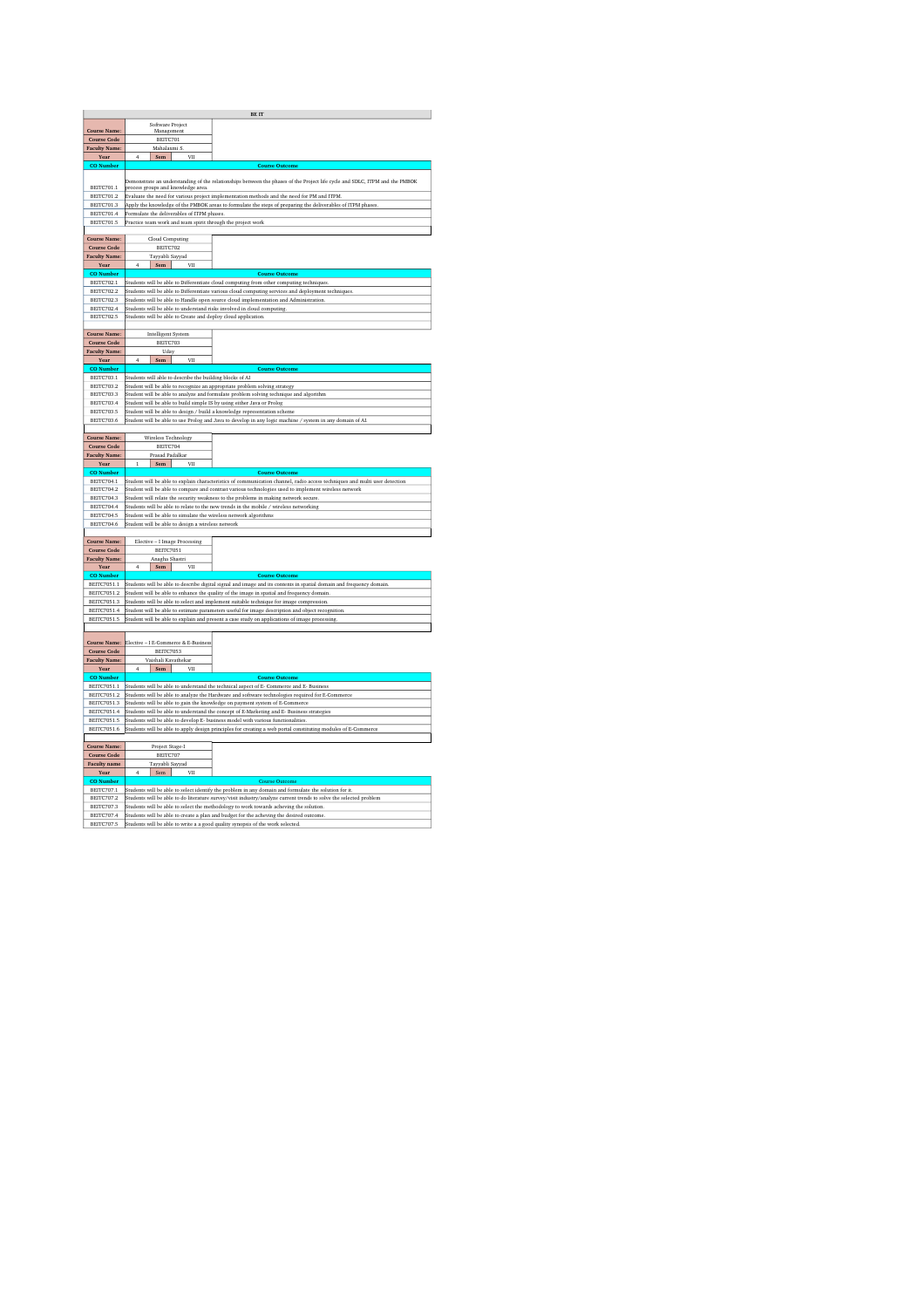## BE IT

| | | | | |
|---|---|---|---|---|
| **Course Name:** | Software Project Management | | | |
| **Course Code** | BEITC701 | | | |
| **Faculty Name:** | Mahalaxmi S. | | | |
| **Year** | 4 | **Sem** | VII | |
| **CO Number** | **Course Outcome** | | | |
| BEITC701.1 | Demonstrate an understanding of the relationships between the phases of the Project life cycle and SDLC, ITPM and the FMBOK process groups and knowledge area. | | | |
| BEITC701.2 | Evaluate the need for various project implementation methods and the need for PM and ITPM. | | | |
| BEITC701.3 | Apply the knowledge of the FMBOK areas to formulate the steps of preparing the deliverables of ITPM phases. | | | |
| BEITC701.4 | Formulate the deliverables of ITPM phases | | | |
| BEITC701.5 | Practice team work and team spirit through the project work | | | |

| | | | | |
|---|---|---|---|---|
| **Course Name:** | Cloud Computing | | | |
| **Course Code** | BEITC702 | | | |
| **Faculty Name:** | Tayyabli Sayyad | | | |
| **Year** | 4 | **Sem** | VII | |
| **CO Number** | **Course Outcome** | | | |
| BEITC702.1 | Students will be able to Differentiate cloud computing from other computing techniques. | | | |
| BEITC702.2 | Students will be able to Differentiate various cloud computing services and deployment techniques. | | | |
| BEITC702.3 | Students will be able to Handle open source cloud implementation and Administration. | | | |
| BEITC702.4 | Students will be able to understand risks involved in cloud computing. | | | |
| BEITC702.5 | Students will be able to Create and deploy cloud application. | | | |

| | | | | |
|---|---|---|---|---|
| **Course Name:** | Intelligent System | | | |
| **Course Code** | BEITC703 | | | |
| **Faculty Name:** | Uday | | | |
| **Year** | 4 | **Sem** | VII | |
| **CO Number** | **Course Outcome** | | | |
| BEITC703.1 | Students will able to describe the building blocks of AI | | | |
| BEITC703.2 | Student will be able to recognize an appropriate problem solving strategy | | | |
| BEITC703.3 | Student will be able to analyze and formulate problem solving technique and algorithm | | | |
| BEITC703.4 | Student will be able to build simple IS by using either Java or Prolog | | | |
| BEITC703.5 | Student will be able to design / build a knowledge representation scheme | | | |
| BEITC703.6 | Student will be able to use Prolog and Java to develop in any logic machine / system in any domain of AI | | | |

| | | | | |
|---|---|---|---|---|
| **Course Name:** | Wireless Technology | | | |
| **Course Code** | BEITC704 | | | |
| **Faculty Name:** | Prasad Padalkar | | | |
| **Year** | 1 | **Sem** | VII | |
| **CO Number** | **Course Outcome** | | | |
| BEITC704.1 | Student will be able to explain characteristics of communication channel, radio access techniques and multi user detection | | | |
| BEITC704.2 | Student will be able to compare and contrast various technologies used to implement wireless network | | | |
| BEITC704.3 | Student will relate the security weakness to the problems in making network secure. | | | |
| BEITC704.4 | Students will be able to relate to the new trends in the mobile / wireless networking | | | |
| BEITC704.5 | Student will be able to simulate the wireless network algorithms | | | |
| BEITC704.6 | Student will be able to design a wireless network | | | |

| | | | | |
|---|---|---|---|---|
| **Course Name:** | Elective – I Image Processing | | | |
| **Course Code** | BEITC7051 | | | |
| **Faculty Name:** | Anagha Shastri | | | |
| **Year** | 4 | **Sem** | VII | |
| **CO Number** | **Course Outcome** | | | |
| BEITC7051.1 | Students will be able to describe digital signal and image and its contents in spatial domain and frequency domain. | | | |
| BEITC7051.2 | Student will be able to enhance the quality of the image in spatial and frequency domain. | | | |
| BEITC7051.3 | Students will be able to select and implement suitable technique for image compression. | | | |
| BEITC7051.4 | Student will be able to estimate parameters useful for image description and object recognition. | | | |
| BEITC7051.5 | Student will be able to explain and present a case study on applications of image processing. | | | |

| | | | | |
|---|---|---|---|---|
| **Course Name:** | Elective – I E-Commerce & E-Business | | | |
| **Course Code** | BEITC7053 | | | |
| **Faculty Name:** | Vaishali Kavathekar | | | |
| **Year** | 4 | **Sem** | VII | |
| **CO Number** | **Course Outcome** | | | |
| BEITC7051.1 | Students will be able to understand the technical aspect of E- Commerce and E- Business | | | |
| BEITC7051.2 | Students will be able to analyze the Hardware and software technologies required for E-Commerce | | | |
| BEITC7051.3 | Students will be able to gain the knowledge on payment system of E-Commerce | | | |
| BEITC7051.4 | Students will be able to understand the concept of E-Marketing and E- Business strategies | | | |
| BEITC7051.5 | Students will be able to develop E- business model with various functionalities. | | | |
| BEITC7051.6 | Students will be able to apply design principles for creating a web portal constituting modules of E-Commerce | | | |

| | | | | |
|---|---|---|---|---|
| **Course Name:** | Project Stage-I | | | |
| **Course Code** | BEITC707 | | | |
| **Faculty name** | Tayyabli Sayyad | | | |
| **Year** | 4 | Sem | VII | |
| **CO Number** | Course Outcome | | | |
| BEITC707.1 | Students will be able to select identify the problem in any domain and formulate the solution for it. | | | |
| BEITC707.2 | Students will be able to do literature survey/visit industry/analyze current trends to solve the selected problem | | | |
| BEITC707.3 | Students will be able to select the methodology to work towards achieving the solution. | | | |
| BEITC707.4 | Students will be able to create a plan and budget for the achieving the desired outcome. | | | |
| BEITC707.5 | Students will be able to write a a good quality synopsis of the work selected. | | | |